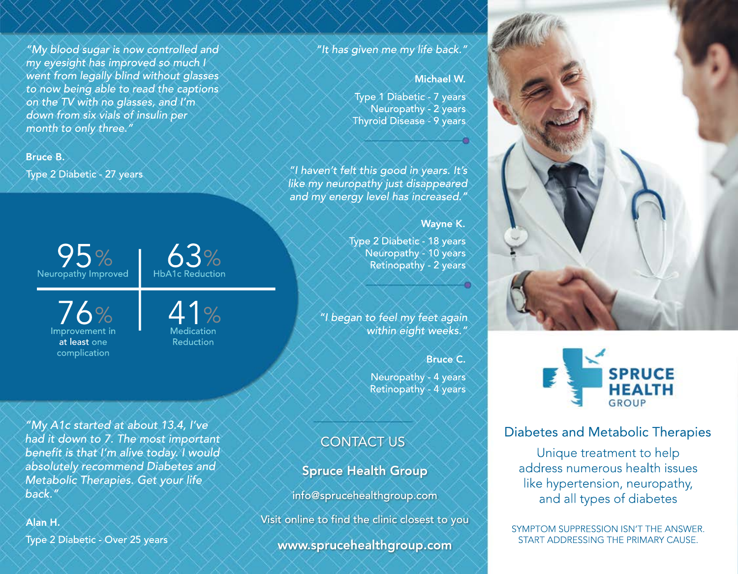*"My blood sugar is now controlled and my eyesight has improved so much I went from legally blind without glasses to now being able to read the captions on the TV with no glasses, and I'm down from six vials of insulin per month to only three."*

**Bruce B.**

Type 2 Diabetic - 27 years

| | |
|---|---|
| **95%** Neuropathy Improved | **63%** HbA1c Reduction |
| **76%** Improvement in at least one complication | **41%** Medication Reduction |

*"My A1c started at about 13.4, I've had it down to 7. The most important benefit is that I'm alive today. I would absolutely recommend Diabetes and Metabolic Therapies. Get your life back."*

**Alan H.**

Type 2 Diabetic - Over 25 years

*"It has given me my life back."*

**Michael W.**

Type 1 Diabetic - 7 years
Neuropathy - 2 years
Thyroid Disease - 9 years

*"I haven't felt this good in years. It's like my neuropathy just disappeared and my energy level has increased."*

**Wayne K.**

Type 2 Diabetic - 18 years
Neuropathy - 10 years
Retinopathy - 2 years

*"I began to feel my feet again within eight weeks."*

**Bruce C.**

Neuropathy - 4 years
Retinopathy - 4 years

## CONTACT US

**Spruce Health Group**

info@sprucehealthgroup.com

Visit online to find the clinic closest to you

**www.sprucehealthgroup.com**

# SPRUCE HEALTH GROUP

## Diabetes and Metabolic Therapies

Unique treatment to help address numerous health issues like hypertension, neuropathy, and all types of diabetes

SYMPTOM SUPPRESSION ISN'T THE ANSWER.
START ADDRESSING THE PRIMARY CAUSE.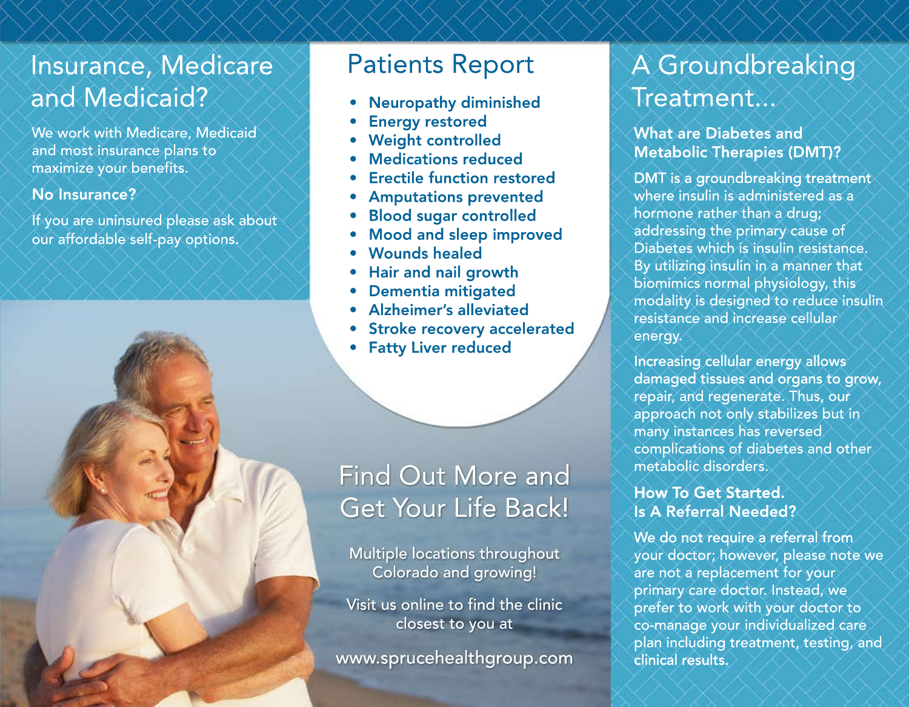# Insurance, Medicare and Medicaid?

We work with Medicare, Medicaid and most insurance plans to maximize your benefits.

**No Insurance?**

If you are uninsured please ask about our affordable self-pay options.

# Patients Report

- Neuropathy diminished
- Energy restored
- Weight controlled
- Medications reduced
- Erectile function restored
- Amputations prevented
- Blood sugar controlled
- Mood and sleep improved
- Wounds healed
- Hair and nail growth
- Dementia mitigated
- Alzheimer's alleviated
- Stroke recovery accelerated
- Fatty Liver reduced

# Find Out More and Get Your Life Back!

Multiple locations throughout Colorado and growing!

Visit us online to find the clinic closest to you at

www.sprucehealthgroup.com

# A Groundbreaking Treatment...

**What are Diabetes and Metabolic Therapies (DMT)?**

DMT is a groundbreaking treatment where insulin is administered as a hormone rather than a drug; addressing the primary cause of Diabetes which is insulin resistance. By utilizing insulin in a manner that biomimics normal physiology, this modality is designed to reduce insulin resistance and increase cellular energy.

Increasing cellular energy allows damaged tissues and organs to grow, repair, and regenerate. Thus, our approach not only stabilizes but in many instances has reversed complications of diabetes and other metabolic disorders.

**How To Get Started. Is A Referral Needed?**

We do not require a referral from your doctor; however, please note we are not a replacement for your primary care doctor. Instead, we prefer to work with your doctor to co-manage your individualized care plan including treatment, testing, and clinical results.